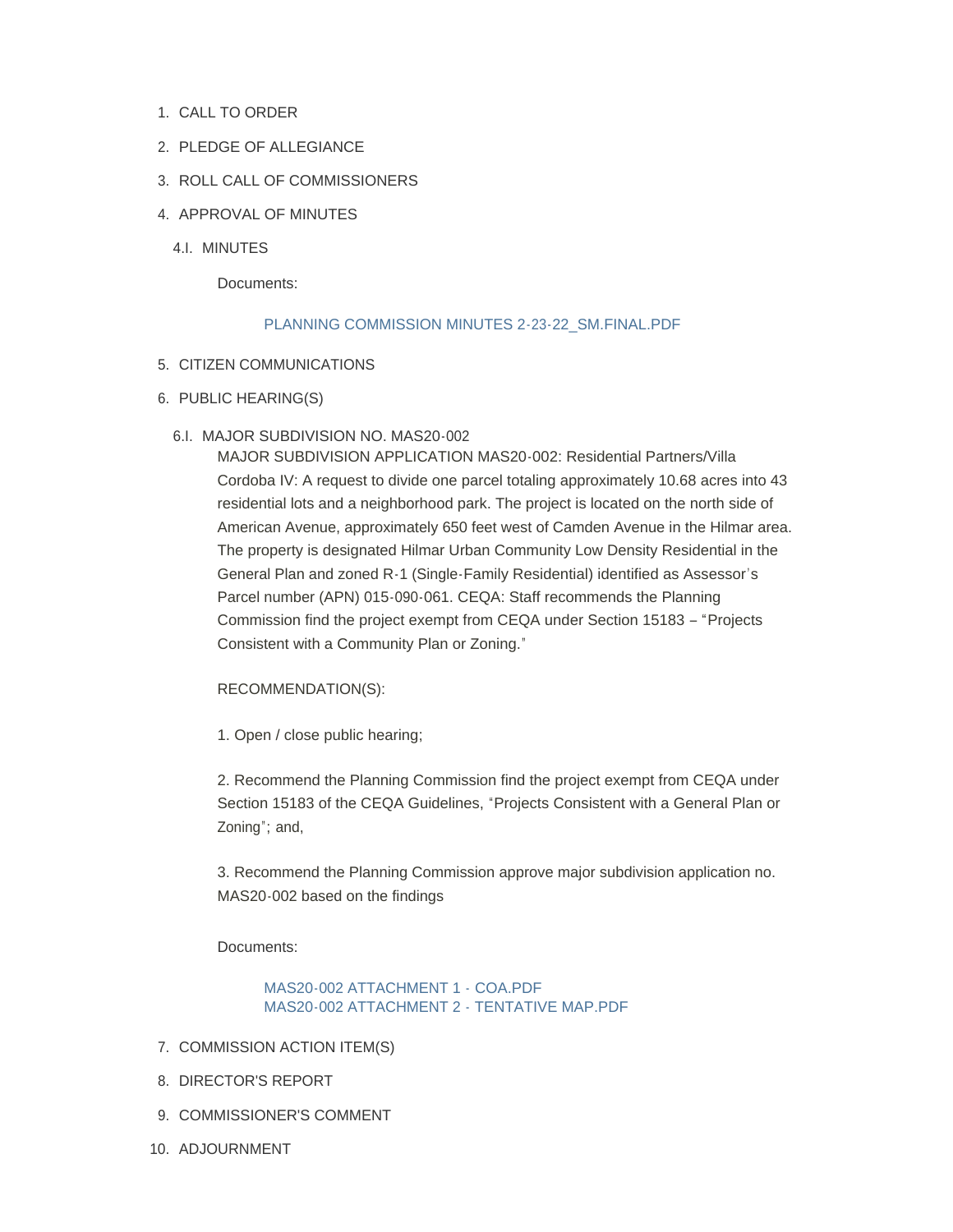1. CALL TO ORDER
2. PLEDGE OF ALLEGIANCE
3. ROLL CALL OF COMMISSIONERS
4. APPROVAL OF MINUTES

   4.I. MINUTES

   Documents:

   PLANNING COMMISSION MINUTES 2-23-22_SM.FINAL.PDF

5. CITIZEN COMMUNICATIONS
6. PUBLIC HEARING(S)

   6.I. MAJOR SUBDIVISION NO. MAS20-002

   MAJOR SUBDIVISION APPLICATION MAS20-002: Residential Partners/Villa Cordoba IV: A request to divide one parcel totaling approximately 10.68 acres into 43 residential lots and a neighborhood park. The project is located on the north side of American Avenue, approximately 650 feet west of Camden Avenue in the Hilmar area. The property is designated Hilmar Urban Community Low Density Residential in the General Plan and zoned R-1 (Single-Family Residential) identified as Assessor's Parcel number (APN) 015-090-061. CEQA: Staff recommends the Planning Commission find the project exempt from CEQA under Section 15183 – "Projects Consistent with a Community Plan or Zoning."

   RECOMMENDATION(S):

   1. Open / close public hearing;

   2. Recommend the Planning Commission find the project exempt from CEQA under Section 15183 of the CEQA Guidelines, "Projects Consistent with a General Plan or Zoning"; and,

   3. Recommend the Planning Commission approve major subdivision application no. MAS20-002 based on the findings

   Documents:

   MAS20-002 ATTACHMENT 1 - COA.PDF
   MAS20-002 ATTACHMENT 2 - TENTATIVE MAP.PDF

7. COMMISSION ACTION ITEM(S)
8. DIRECTOR'S REPORT
9. COMMISSIONER'S COMMENT
10. ADJOURNMENT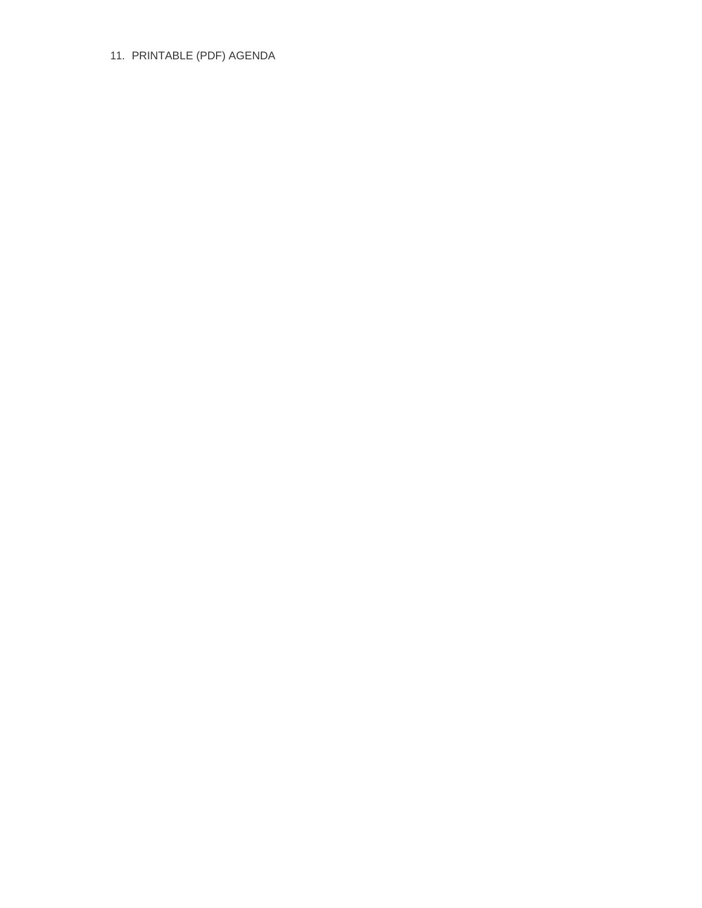11. PRINTABLE (PDF) AGENDA